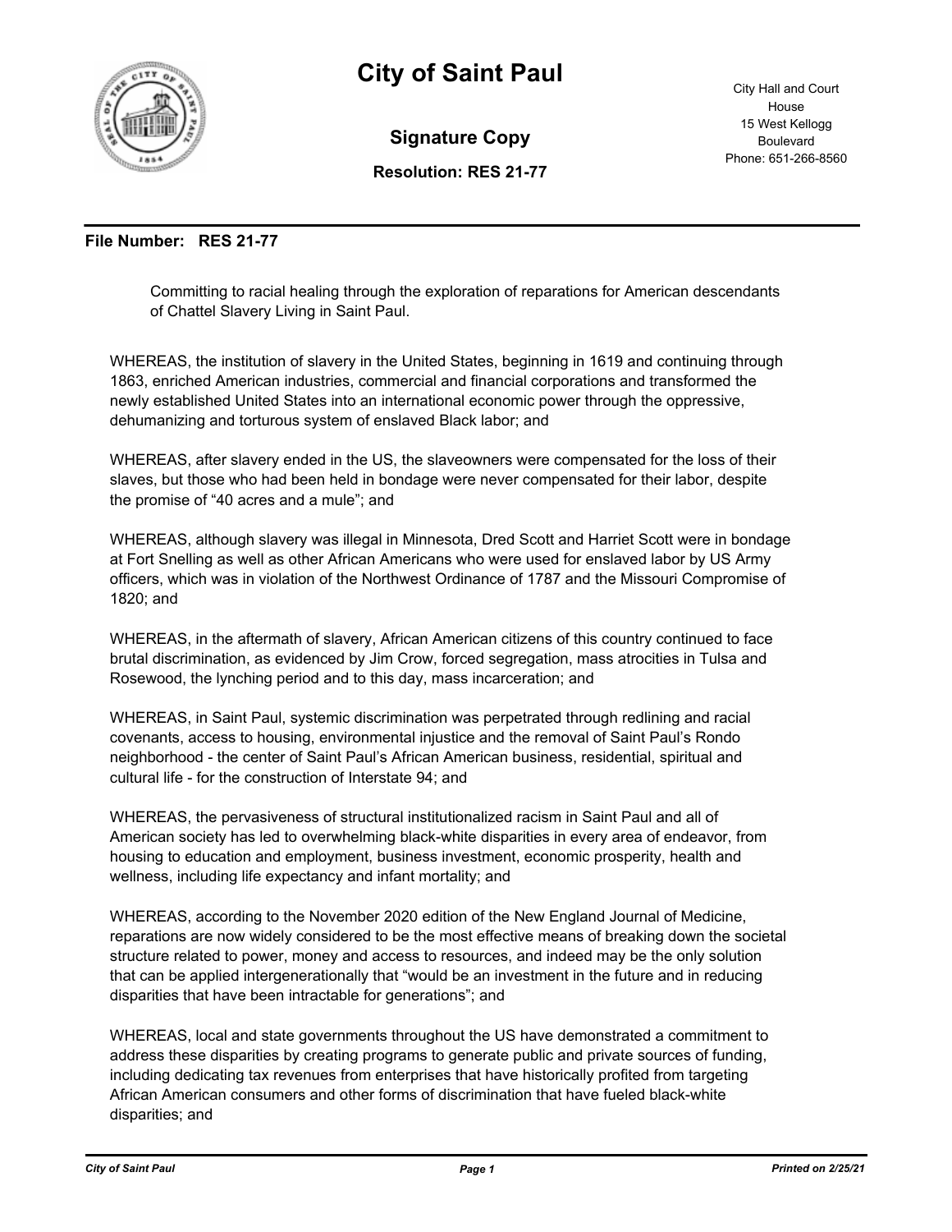# City of Saint Paul

City Hall and Court House
15 West Kellogg Boulevard
Phone: 651-266-8560

## Signature Copy

**Resolution: RES 21-77**

**File Number: RES 21-77**

Committing to racial healing through the exploration of reparations for American descendants of Chattel Slavery Living in Saint Paul.

WHEREAS, the institution of slavery in the United States, beginning in 1619 and continuing through 1863, enriched American industries, commercial and financial corporations and transformed the newly established United States into an international economic power through the oppressive, dehumanizing and torturous system of enslaved Black labor; and

WHEREAS, after slavery ended in the US, the slaveowners were compensated for the loss of their slaves, but those who had been held in bondage were never compensated for their labor, despite the promise of "40 acres and a mule"; and

WHEREAS, although slavery was illegal in Minnesota, Dred Scott and Harriet Scott were in bondage at Fort Snelling as well as other African Americans who were used for enslaved labor by US Army officers, which was in violation of the Northwest Ordinance of 1787 and the Missouri Compromise of 1820; and

WHEREAS, in the aftermath of slavery, African American citizens of this country continued to face brutal discrimination, as evidenced by Jim Crow, forced segregation, mass atrocities in Tulsa and Rosewood, the lynching period and to this day, mass incarceration; and

WHEREAS, in Saint Paul, systemic discrimination was perpetrated through redlining and racial covenants, access to housing, environmental injustice and the removal of Saint Paul's Rondo neighborhood - the center of Saint Paul's African American business, residential, spiritual and cultural life - for the construction of Interstate 94; and

WHEREAS, the pervasiveness of structural institutionalized racism in Saint Paul and all of American society has led to overwhelming black-white disparities in every area of endeavor, from housing to education and employment, business investment, economic prosperity, health and wellness, including life expectancy and infant mortality; and

WHEREAS, according to the November 2020 edition of the New England Journal of Medicine, reparations are now widely considered to be the most effective means of breaking down the societal structure related to power, money and access to resources, and indeed may be the only solution that can be applied intergenerationally that "would be an investment in the future and in reducing disparities that have been intractable for generations"; and

WHEREAS, local and state governments throughout the US have demonstrated a commitment to address these disparities by creating programs to generate public and private sources of funding, including dedicating tax revenues from enterprises that have historically profited from targeting African American consumers and other forms of discrimination that have fueled black-white disparities; and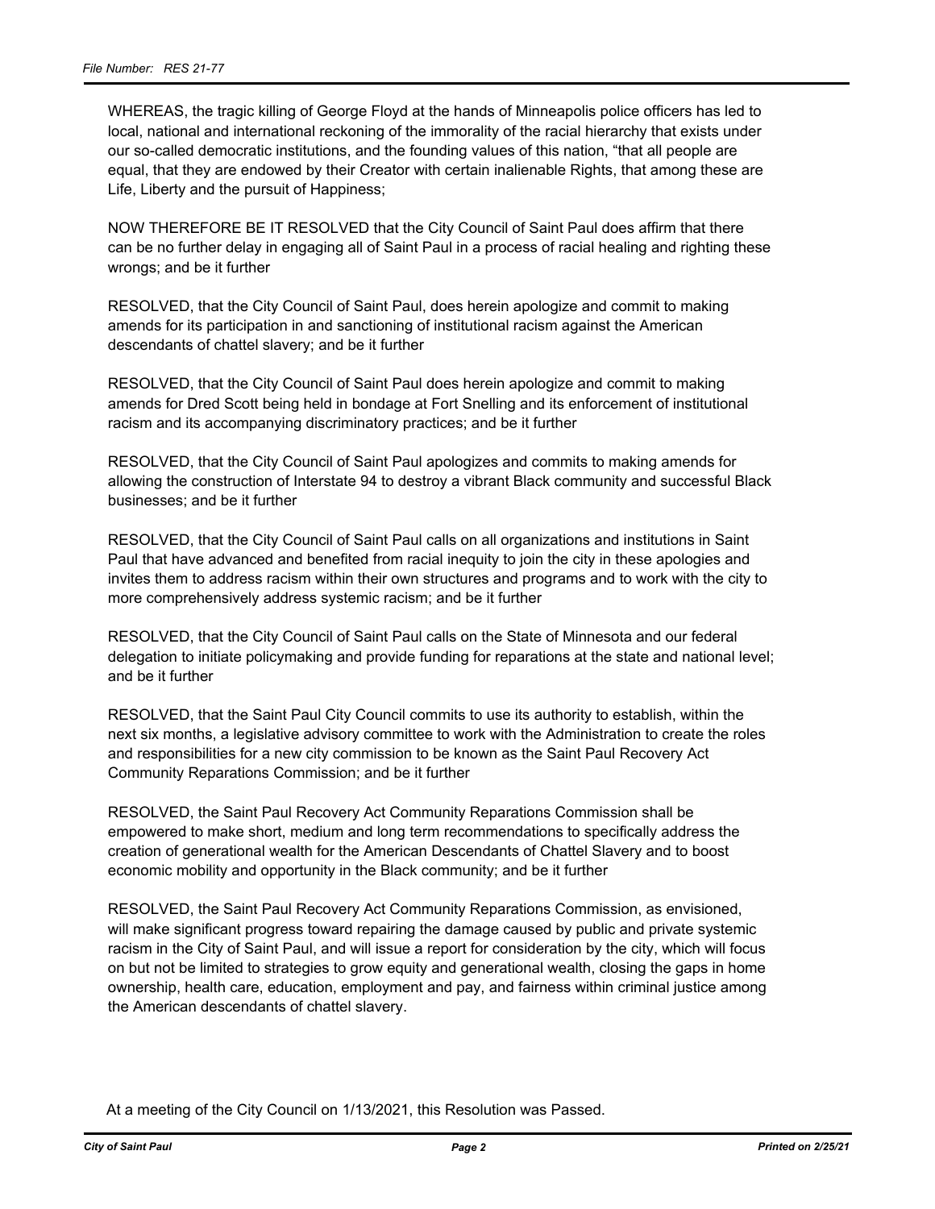WHEREAS, the tragic killing of George Floyd at the hands of Minneapolis police officers has led to local, national and international reckoning of the immorality of the racial hierarchy that exists under our so-called democratic institutions, and the founding values of this nation, "that all people are equal, that they are endowed by their Creator with certain inalienable Rights, that among these are Life, Liberty and the pursuit of Happiness;

NOW THEREFORE BE IT RESOLVED that the City Council of Saint Paul does affirm that there can be no further delay in engaging all of Saint Paul in a process of racial healing and righting these wrongs; and be it further

RESOLVED, that the City Council of Saint Paul, does herein apologize and commit to making amends for its participation in and sanctioning of institutional racism against the American descendants of chattel slavery; and be it further

RESOLVED, that the City Council of Saint Paul does herein apologize and commit to making amends for Dred Scott being held in bondage at Fort Snelling and its enforcement of institutional racism and its accompanying discriminatory practices; and be it further

RESOLVED, that the City Council of Saint Paul apologizes and commits to making amends for allowing the construction of Interstate 94 to destroy a vibrant Black community and successful Black businesses; and be it further

RESOLVED, that the City Council of Saint Paul calls on all organizations and institutions in Saint Paul that have advanced and benefited from racial inequity to join the city in these apologies and invites them to address racism within their own structures and programs and to work with the city to more comprehensively address systemic racism; and be it further

RESOLVED, that the City Council of Saint Paul calls on the State of Minnesota and our federal delegation to initiate policymaking and provide funding for reparations at the state and national level; and be it further

RESOLVED, that the Saint Paul City Council commits to use its authority to establish, within the next six months, a legislative advisory committee to work with the Administration to create the roles and responsibilities for a new city commission to be known as the Saint Paul Recovery Act Community Reparations Commission; and be it further

RESOLVED, the Saint Paul Recovery Act Community Reparations Commission shall be empowered to make short, medium and long term recommendations to specifically address the creation of generational wealth for the American Descendants of Chattel Slavery and to boost economic mobility and opportunity in the Black community; and be it further

RESOLVED, the Saint Paul Recovery Act Community Reparations Commission, as envisioned, will make significant progress toward repairing the damage caused by public and private systemic racism in the City of Saint Paul, and will issue a report for consideration by the city, which will focus on but not be limited to strategies to grow equity and generational wealth, closing the gaps in home ownership, health care, education, employment and pay, and fairness within criminal justice among the American descendants of chattel slavery.

At a meeting of the City Council on 1/13/2021, this Resolution was Passed.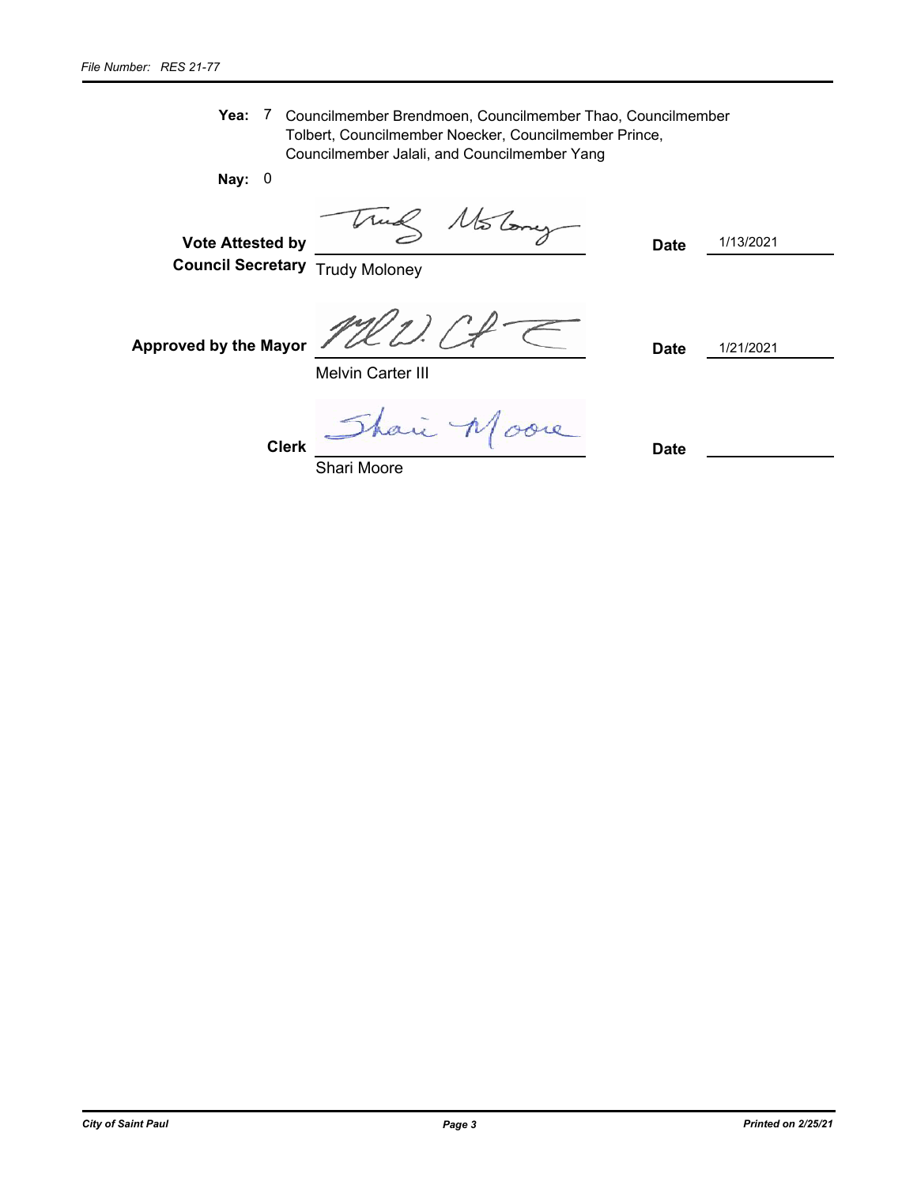**Yea:** 7 Councilmember Brendmoen, Councilmember Thao, Councilmember Tolbert, Councilmember Noecker, Councilmember Prince, Councilmember Jalali, and Councilmember Yang

**Nay:** 0

**Vote Attested by Council Secretary** Trudy Moloney **Date** 1/13/2021

**Approved by the Mayor** Melvin Carter III **Date** 1/21/2021

**Clerk** Shari Moore **Date**